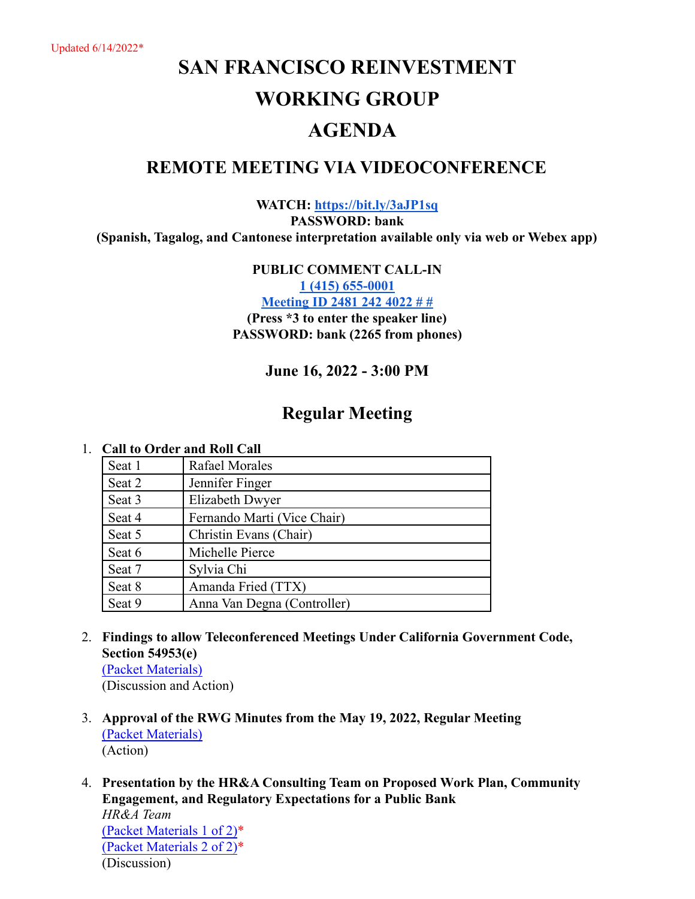Updated 6/14/2022*

# SAN FRANCISCO REINVESTMENT WORKING GROUP AGENDA

## REMOTE MEETING VIA VIDEOCONFERENCE

**WATCH: [https://bit.ly/3aJP1sq](https://bit.ly/3aJP1sq)**
**PASSWORD: bank**
**(Spanish, Tagalog, and Cantonese interpretation available only via web or Webex app)**

**PUBLIC COMMENT CALL-IN**
**1 (415) 655-0001**
**Meeting ID 2481 242 4022 # #**
**(Press *3 to enter the speaker line)**
**PASSWORD: bank (2265 from phones)**

**June 16, 2022 - 3:00 PM**

## Regular Meeting

1. **Call to Order and Roll Call**

| Seat | Member |
|---|---|
| Seat 1 | Rafael Morales |
| Seat 2 | Jennifer Finger |
| Seat 3 | Elizabeth Dwyer |
| Seat 4 | Fernando Marti (Vice Chair) |
| Seat 5 | Christin Evans (Chair) |
| Seat 6 | Michelle Pierce |
| Seat 7 | Sylvia Chi |
| Seat 8 | Amanda Fried (TTX) |
| Seat 9 | Anna Van Degna (Controller) |

2. **Findings to allow Teleconferenced Meetings Under California Government Code, Section 54953(e)**
   (Packet Materials)
   (Discussion and Action)

3. **Approval of the RWG Minutes from the May 19, 2022, Regular Meeting**
   (Packet Materials)
   (Action)

4. **Presentation by the HR&A Consulting Team on Proposed Work Plan, Community Engagement, and Regulatory Expectations for a Public Bank**
   *HR&A Team*
   (Packet Materials 1 of 2)*
   (Packet Materials 2 of 2)*
   (Discussion)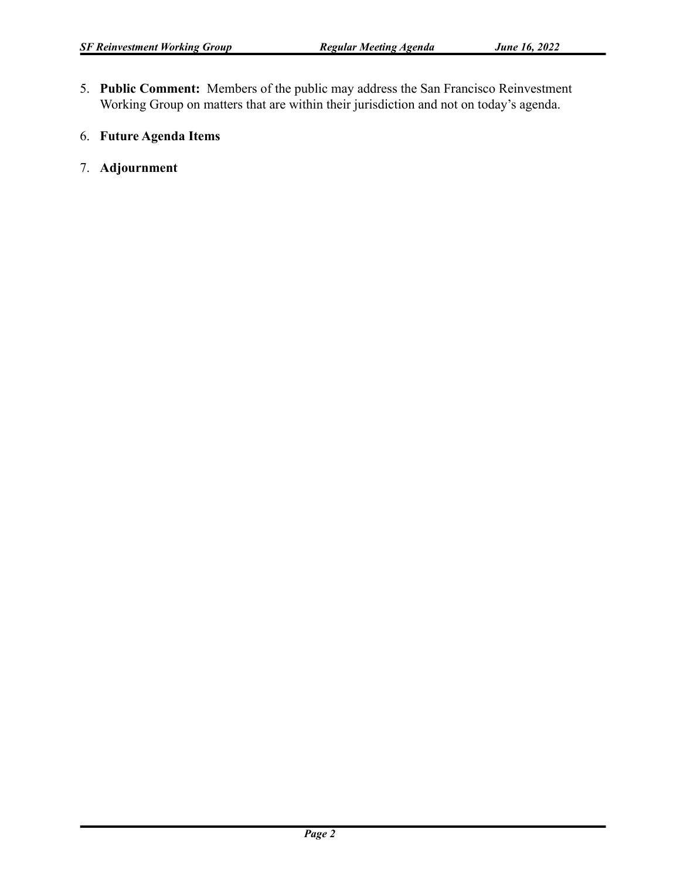5. **Public Comment:** Members of the public may address the San Francisco Reinvestment Working Group on matters that are within their jurisdiction and not on today's agenda.

6. **Future Agenda Items**

7. **Adjournment**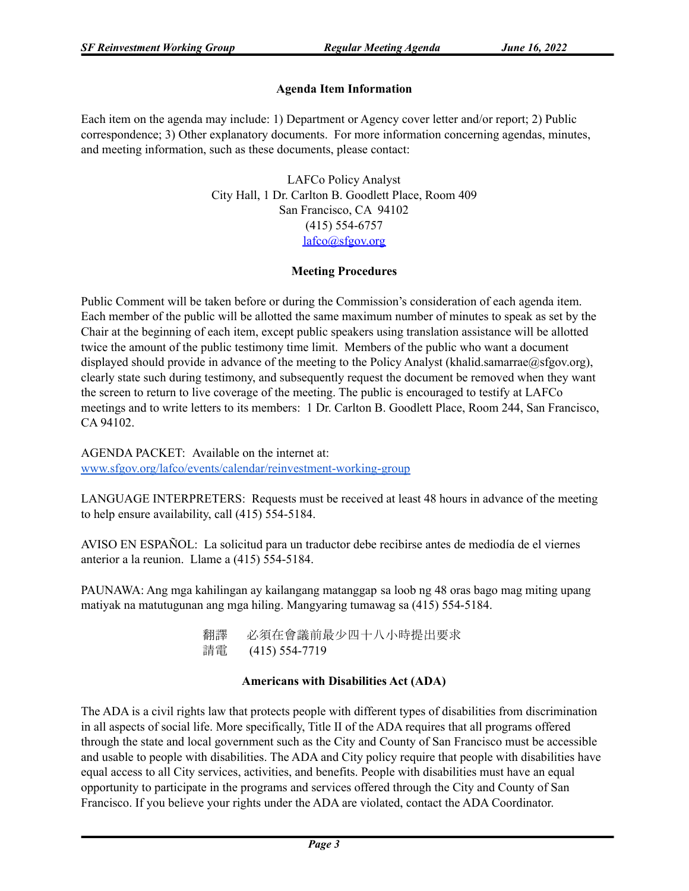## Agenda Item Information

Each item on the agenda may include: 1) Department or Agency cover letter and/or report; 2) Public correspondence; 3) Other explanatory documents. For more information concerning agendas, minutes, and meeting information, such as these documents, please contact:

LAFCo Policy Analyst
City Hall, 1 Dr. Carlton B. Goodlett Place, Room 409
San Francisco, CA 94102
(415) 554-6757
lafco@sfgov.org

## Meeting Procedures

Public Comment will be taken before or during the Commission's consideration of each agenda item. Each member of the public will be allotted the same maximum number of minutes to speak as set by the Chair at the beginning of each item, except public speakers using translation assistance will be allotted twice the amount of the public testimony time limit. Members of the public who want a document displayed should provide in advance of the meeting to the Policy Analyst (khalid.samarrae@sfgov.org), clearly state such during testimony, and subsequently request the document be removed when they want the screen to return to live coverage of the meeting. The public is encouraged to testify at LAFCo meetings and to write letters to its members: 1 Dr. Carlton B. Goodlett Place, Room 244, San Francisco, CA 94102.

AGENDA PACKET: Available on the internet at:
www.sfgov.org/lafco/events/calendar/reinvestment-working-group

LANGUAGE INTERPRETERS: Requests must be received at least 48 hours in advance of the meeting to help ensure availability, call (415) 554-5184.

AVISO EN ESPAÑOL: La solicitud para un traductor debe recibirse antes de mediodía de el viernes anterior a la reunion. Llame a (415) 554-5184.

PAUNAWA: Ang mga kahilingan ay kailangang matanggap sa loob ng 48 oras bago mag miting upang matiyak na matutugunan ang mga hiling. Mangyaring tumawag sa (415) 554-5184.

翻譯　必須在會議前最少四十八小時提出要求
請電　(415) 554-7719

## Americans with Disabilities Act (ADA)

The ADA is a civil rights law that protects people with different types of disabilities from discrimination in all aspects of social life. More specifically, Title II of the ADA requires that all programs offered through the state and local government such as the City and County of San Francisco must be accessible and usable to people with disabilities. The ADA and City policy require that people with disabilities have equal access to all City services, activities, and benefits. People with disabilities must have an equal opportunity to participate in the programs and services offered through the City and County of San Francisco. If you believe your rights under the ADA are violated, contact the ADA Coordinator.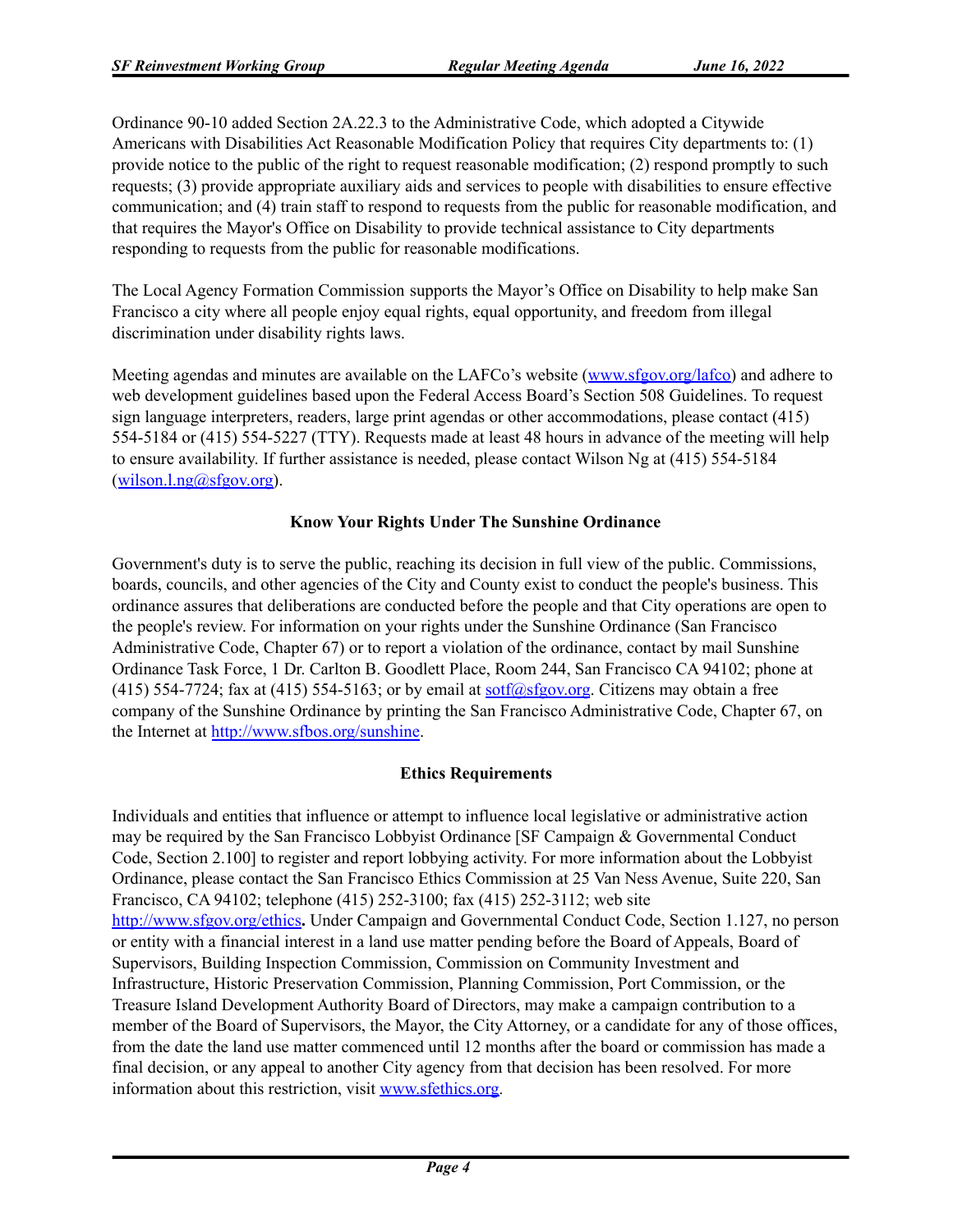Ordinance 90-10 added Section 2A.22.3 to the Administrative Code, which adopted a Citywide Americans with Disabilities Act Reasonable Modification Policy that requires City departments to: (1) provide notice to the public of the right to request reasonable modification; (2) respond promptly to such requests; (3) provide appropriate auxiliary aids and services to people with disabilities to ensure effective communication; and (4) train staff to respond to requests from the public for reasonable modification, and that requires the Mayor's Office on Disability to provide technical assistance to City departments responding to requests from the public for reasonable modifications.

The Local Agency Formation Commission supports the Mayor's Office on Disability to help make San Francisco a city where all people enjoy equal rights, equal opportunity, and freedom from illegal discrimination under disability rights laws.

Meeting agendas and minutes are available on the LAFCo's website (www.sfgov.org/lafco) and adhere to web development guidelines based upon the Federal Access Board's Section 508 Guidelines. To request sign language interpreters, readers, large print agendas or other accommodations, please contact (415) 554-5184 or (415) 554-5227 (TTY). Requests made at least 48 hours in advance of the meeting will help to ensure availability. If further assistance is needed, please contact Wilson Ng at (415) 554-5184 (wilson.l.ng@sfgov.org).

**Know Your Rights Under The Sunshine Ordinance**

Government's duty is to serve the public, reaching its decision in full view of the public. Commissions, boards, councils, and other agencies of the City and County exist to conduct the people's business. This ordinance assures that deliberations are conducted before the people and that City operations are open to the people's review. For information on your rights under the Sunshine Ordinance (San Francisco Administrative Code, Chapter 67) or to report a violation of the ordinance, contact by mail Sunshine Ordinance Task Force, 1 Dr. Carlton B. Goodlett Place, Room 244, San Francisco CA 94102; phone at (415) 554-7724; fax at (415) 554-5163; or by email at sotf@sfgov.org. Citizens may obtain a free company of the Sunshine Ordinance by printing the San Francisco Administrative Code, Chapter 67, on the Internet at http://www.sfbos.org/sunshine.

**Ethics Requirements**

Individuals and entities that influence or attempt to influence local legislative or administrative action may be required by the San Francisco Lobbyist Ordinance [SF Campaign & Governmental Conduct Code, Section 2.100] to register and report lobbying activity. For more information about the Lobbyist Ordinance, please contact the San Francisco Ethics Commission at 25 Van Ness Avenue, Suite 220, San Francisco, CA 94102; telephone (415) 252-3100; fax (415) 252-3112; web site http://www.sfgov.org/ethics**.** Under Campaign and Governmental Conduct Code, Section 1.127, no person or entity with a financial interest in a land use matter pending before the Board of Appeals, Board of Supervisors, Building Inspection Commission, Commission on Community Investment and Infrastructure, Historic Preservation Commission, Planning Commission, Port Commission, or the Treasure Island Development Authority Board of Directors, may make a campaign contribution to a member of the Board of Supervisors, the Mayor, the City Attorney, or a candidate for any of those offices, from the date the land use matter commenced until 12 months after the board or commission has made a final decision, or any appeal to another City agency from that decision has been resolved. For more information about this restriction, visit www.sfethics.org.